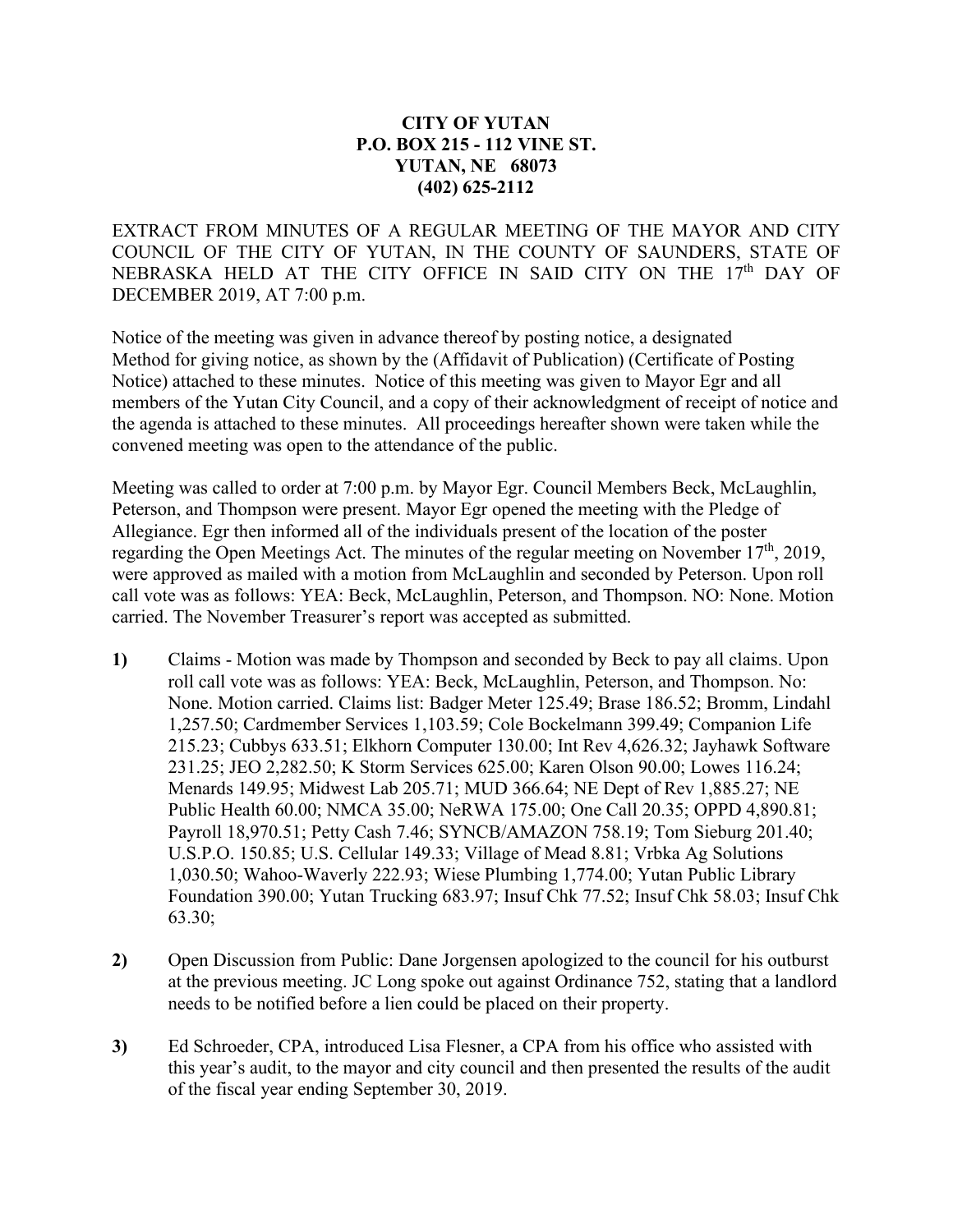**CITY OF YUTAN**
**P.O. BOX 215 - 112 VINE ST.**
**YUTAN, NE 68073**
**(402) 625-2112**

EXTRACT FROM MINUTES OF A REGULAR MEETING OF THE MAYOR AND CITY COUNCIL OF THE CITY OF YUTAN, IN THE COUNTY OF SAUNDERS, STATE OF NEBRASKA HELD AT THE CITY OFFICE IN SAID CITY ON THE 17th DAY OF DECEMBER 2019, AT 7:00 p.m.

Notice of the meeting was given in advance thereof by posting notice, a designated Method for giving notice, as shown by the (Affidavit of Publication) (Certificate of Posting Notice) attached to these minutes. Notice of this meeting was given to Mayor Egr and all members of the Yutan City Council, and a copy of their acknowledgment of receipt of notice and the agenda is attached to these minutes. All proceedings hereafter shown were taken while the convened meeting was open to the attendance of the public.

Meeting was called to order at 7:00 p.m. by Mayor Egr. Council Members Beck, McLaughlin, Peterson, and Thompson were present. Mayor Egr opened the meeting with the Pledge of Allegiance. Egr then informed all of the individuals present of the location of the poster regarding the Open Meetings Act. The minutes of the regular meeting on November 17th, 2019, were approved as mailed with a motion from McLaughlin and seconded by Peterson. Upon roll call vote was as follows: YEA: Beck, McLaughlin, Peterson, and Thompson. NO: None. Motion carried. The November Treasurer's report was accepted as submitted.

**1)** Claims - Motion was made by Thompson and seconded by Beck to pay all claims. Upon roll call vote was as follows: YEA: Beck, McLaughlin, Peterson, and Thompson. No: None. Motion carried. Claims list: Badger Meter 125.49; Brase 186.52; Bromm, Lindahl 1,257.50; Cardmember Services 1,103.59; Cole Bockelmann 399.49; Companion Life 215.23; Cubbys 633.51; Elkhorn Computer 130.00; Int Rev 4,626.32; Jayhawk Software 231.25; JEO 2,282.50; K Storm Services 625.00; Karen Olson 90.00; Lowes 116.24; Menards 149.95; Midwest Lab 205.71; MUD 366.64; NE Dept of Rev 1,885.27; NE Public Health 60.00; NMCA 35.00; NeRWA 175.00; One Call 20.35; OPPD 4,890.81; Payroll 18,970.51; Petty Cash 7.46; SYNCB/AMAZON 758.19; Tom Sieburg 201.40; U.S.P.O. 150.85; U.S. Cellular 149.33; Village of Mead 8.81; Vrbka Ag Solutions 1,030.50; Wahoo-Waverly 222.93; Wiese Plumbing 1,774.00; Yutan Public Library Foundation 390.00; Yutan Trucking 683.97; Insuf Chk 77.52; Insuf Chk 58.03; Insuf Chk 63.30;

**2)** Open Discussion from Public: Dane Jorgensen apologized to the council for his outburst at the previous meeting. JC Long spoke out against Ordinance 752, stating that a landlord needs to be notified before a lien could be placed on their property.

**3)** Ed Schroeder, CPA, introduced Lisa Flesner, a CPA from his office who assisted with this year's audit, to the mayor and city council and then presented the results of the audit of the fiscal year ending September 30, 2019.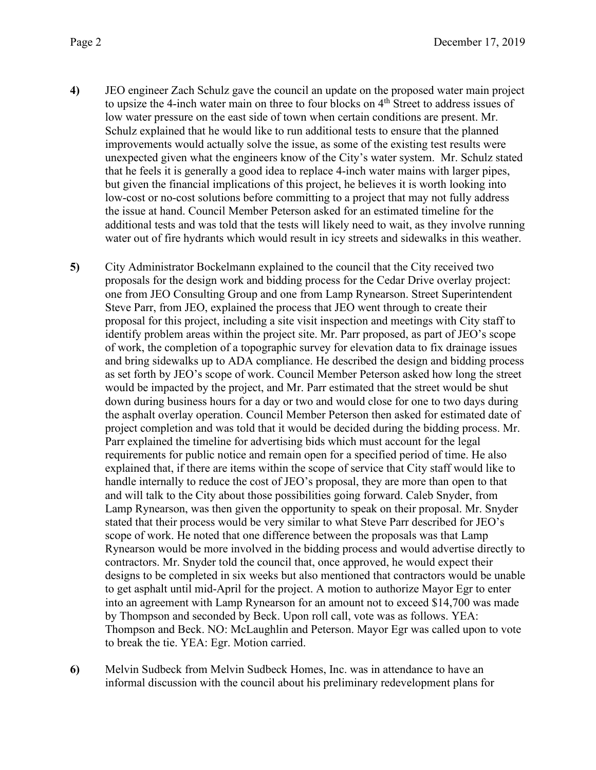**4)** JEO engineer Zach Schulz gave the council an update on the proposed water main project to upsize the 4-inch water main on three to four blocks on 4th Street to address issues of low water pressure on the east side of town when certain conditions are present. Mr. Schulz explained that he would like to run additional tests to ensure that the planned improvements would actually solve the issue, as some of the existing test results were unexpected given what the engineers know of the City's water system. Mr. Schulz stated that he feels it is generally a good idea to replace 4-inch water mains with larger pipes, but given the financial implications of this project, he believes it is worth looking into low-cost or no-cost solutions before committing to a project that may not fully address the issue at hand. Council Member Peterson asked for an estimated timeline for the additional tests and was told that the tests will likely need to wait, as they involve running water out of fire hydrants which would result in icy streets and sidewalks in this weather.

**5)** City Administrator Bockelmann explained to the council that the City received two proposals for the design work and bidding process for the Cedar Drive overlay project: one from JEO Consulting Group and one from Lamp Rynearson. Street Superintendent Steve Parr, from JEO, explained the process that JEO went through to create their proposal for this project, including a site visit inspection and meetings with City staff to identify problem areas within the project site. Mr. Parr proposed, as part of JEO's scope of work, the completion of a topographic survey for elevation data to fix drainage issues and bring sidewalks up to ADA compliance. He described the design and bidding process as set forth by JEO's scope of work. Council Member Peterson asked how long the street would be impacted by the project, and Mr. Parr estimated that the street would be shut down during business hours for a day or two and would close for one to two days during the asphalt overlay operation. Council Member Peterson then asked for estimated date of project completion and was told that it would be decided during the bidding process. Mr. Parr explained the timeline for advertising bids which must account for the legal requirements for public notice and remain open for a specified period of time. He also explained that, if there are items within the scope of service that City staff would like to handle internally to reduce the cost of JEO's proposal, they are more than open to that and will talk to the City about those possibilities going forward. Caleb Snyder, from Lamp Rynearson, was then given the opportunity to speak on their proposal. Mr. Snyder stated that their process would be very similar to what Steve Parr described for JEO's scope of work. He noted that one difference between the proposals was that Lamp Rynearson would be more involved in the bidding process and would advertise directly to contractors. Mr. Snyder told the council that, once approved, he would expect their designs to be completed in six weeks but also mentioned that contractors would be unable to get asphalt until mid-April for the project. A motion to authorize Mayor Egr to enter into an agreement with Lamp Rynearson for an amount not to exceed $14,700 was made by Thompson and seconded by Beck. Upon roll call, vote was as follows. YEA: Thompson and Beck. NO: McLaughlin and Peterson. Mayor Egr was called upon to vote to break the tie. YEA: Egr. Motion carried.

**6)** Melvin Sudbeck from Melvin Sudbeck Homes, Inc. was in attendance to have an informal discussion with the council about his preliminary redevelopment plans for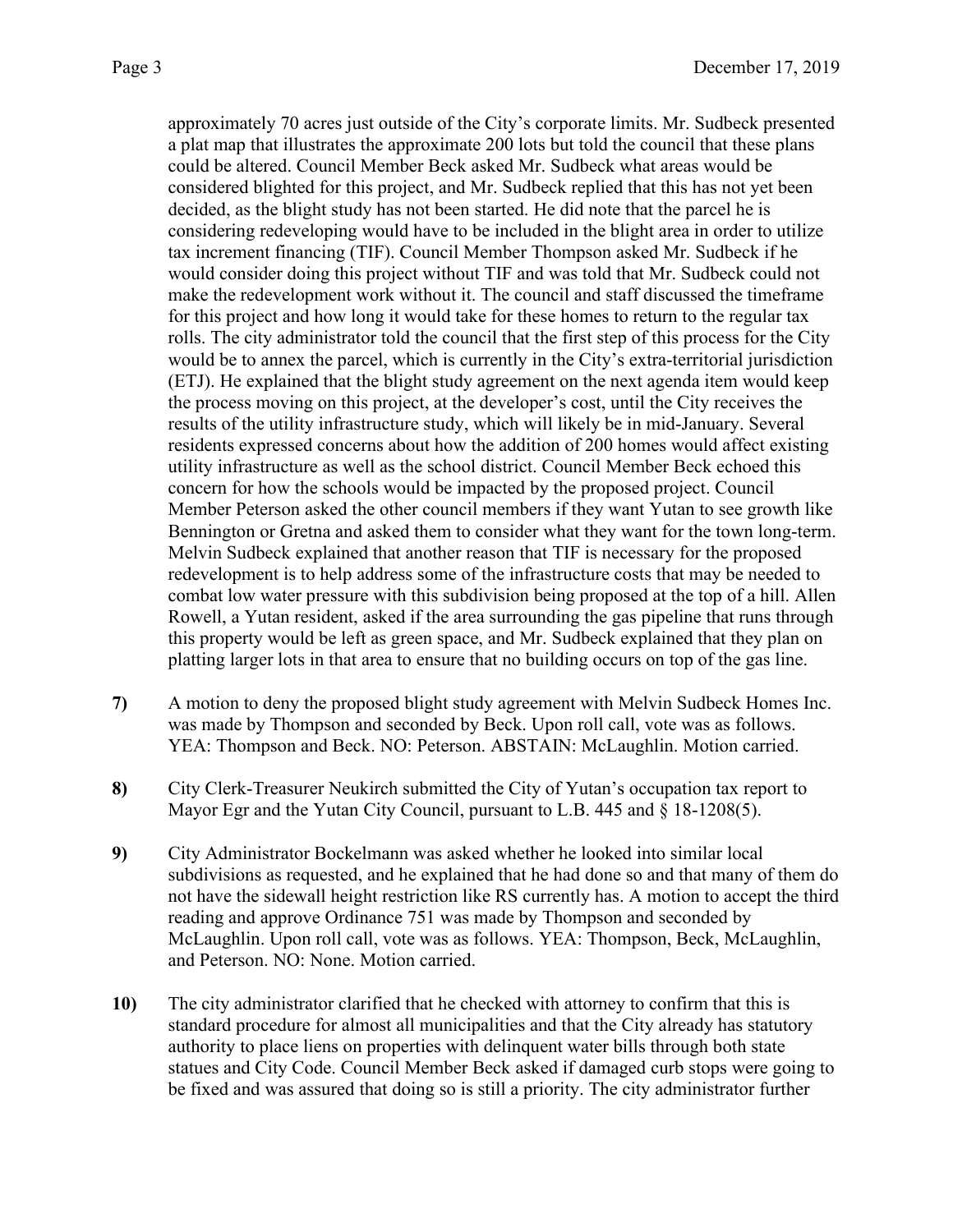approximately 70 acres just outside of the City's corporate limits. Mr. Sudbeck presented a plat map that illustrates the approximate 200 lots but told the council that these plans could be altered. Council Member Beck asked Mr. Sudbeck what areas would be considered blighted for this project, and Mr. Sudbeck replied that this has not yet been decided, as the blight study has not been started. He did note that the parcel he is considering redeveloping would have to be included in the blight area in order to utilize tax increment financing (TIF). Council Member Thompson asked Mr. Sudbeck if he would consider doing this project without TIF and was told that Mr. Sudbeck could not make the redevelopment work without it. The council and staff discussed the timeframe for this project and how long it would take for these homes to return to the regular tax rolls. The city administrator told the council that the first step of this process for the City would be to annex the parcel, which is currently in the City's extra-territorial jurisdiction (ETJ). He explained that the blight study agreement on the next agenda item would keep the process moving on this project, at the developer's cost, until the City receives the results of the utility infrastructure study, which will likely be in mid-January. Several residents expressed concerns about how the addition of 200 homes would affect existing utility infrastructure as well as the school district. Council Member Beck echoed this concern for how the schools would be impacted by the proposed project. Council Member Peterson asked the other council members if they want Yutan to see growth like Bennington or Gretna and asked them to consider what they want for the town long-term. Melvin Sudbeck explained that another reason that TIF is necessary for the proposed redevelopment is to help address some of the infrastructure costs that may be needed to combat low water pressure with this subdivision being proposed at the top of a hill. Allen Rowell, a Yutan resident, asked if the area surrounding the gas pipeline that runs through this property would be left as green space, and Mr. Sudbeck explained that they plan on platting larger lots in that area to ensure that no building occurs on top of the gas line.

**7)** A motion to deny the proposed blight study agreement with Melvin Sudbeck Homes Inc. was made by Thompson and seconded by Beck. Upon roll call, vote was as follows. YEA: Thompson and Beck. NO: Peterson. ABSTAIN: McLaughlin. Motion carried.

**8)** City Clerk-Treasurer Neukirch submitted the City of Yutan's occupation tax report to Mayor Egr and the Yutan City Council, pursuant to L.B. 445 and § 18-1208(5).

**9)** City Administrator Bockelmann was asked whether he looked into similar local subdivisions as requested, and he explained that he had done so and that many of them do not have the sidewall height restriction like RS currently has. A motion to accept the third reading and approve Ordinance 751 was made by Thompson and seconded by McLaughlin. Upon roll call, vote was as follows. YEA: Thompson, Beck, McLaughlin, and Peterson. NO: None. Motion carried.

**10)** The city administrator clarified that he checked with attorney to confirm that this is standard procedure for almost all municipalities and that the City already has statutory authority to place liens on properties with delinquent water bills through both state statues and City Code. Council Member Beck asked if damaged curb stops were going to be fixed and was assured that doing so is still a priority. The city administrator further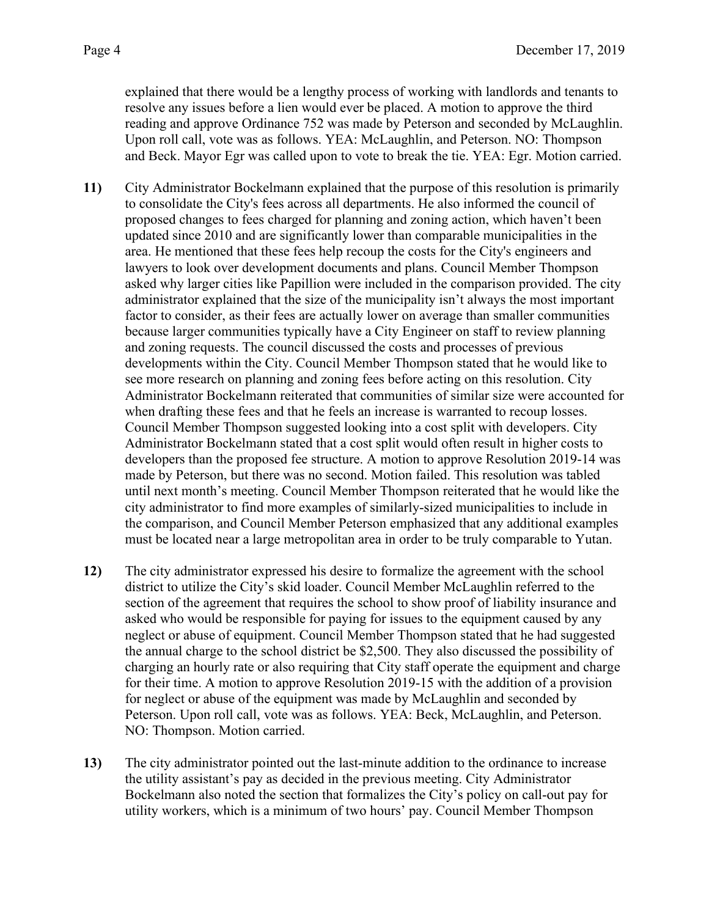explained that there would be a lengthy process of working with landlords and tenants to resolve any issues before a lien would ever be placed. A motion to approve the third reading and approve Ordinance 752 was made by Peterson and seconded by McLaughlin. Upon roll call, vote was as follows. YEA: McLaughlin, and Peterson. NO: Thompson and Beck. Mayor Egr was called upon to vote to break the tie. YEA: Egr. Motion carried.

**11)** City Administrator Bockelmann explained that the purpose of this resolution is primarily to consolidate the City's fees across all departments. He also informed the council of proposed changes to fees charged for planning and zoning action, which haven't been updated since 2010 and are significantly lower than comparable municipalities in the area. He mentioned that these fees help recoup the costs for the City's engineers and lawyers to look over development documents and plans. Council Member Thompson asked why larger cities like Papillion were included in the comparison provided. The city administrator explained that the size of the municipality isn't always the most important factor to consider, as their fees are actually lower on average than smaller communities because larger communities typically have a City Engineer on staff to review planning and zoning requests. The council discussed the costs and processes of previous developments within the City. Council Member Thompson stated that he would like to see more research on planning and zoning fees before acting on this resolution. City Administrator Bockelmann reiterated that communities of similar size were accounted for when drafting these fees and that he feels an increase is warranted to recoup losses. Council Member Thompson suggested looking into a cost split with developers. City Administrator Bockelmann stated that a cost split would often result in higher costs to developers than the proposed fee structure. A motion to approve Resolution 2019-14 was made by Peterson, but there was no second. Motion failed. This resolution was tabled until next month's meeting. Council Member Thompson reiterated that he would like the city administrator to find more examples of similarly-sized municipalities to include in the comparison, and Council Member Peterson emphasized that any additional examples must be located near a large metropolitan area in order to be truly comparable to Yutan.

**12)** The city administrator expressed his desire to formalize the agreement with the school district to utilize the City's skid loader. Council Member McLaughlin referred to the section of the agreement that requires the school to show proof of liability insurance and asked who would be responsible for paying for issues to the equipment caused by any neglect or abuse of equipment. Council Member Thompson stated that he had suggested the annual charge to the school district be $2,500. They also discussed the possibility of charging an hourly rate or also requiring that City staff operate the equipment and charge for their time. A motion to approve Resolution 2019-15 with the addition of a provision for neglect or abuse of the equipment was made by McLaughlin and seconded by Peterson. Upon roll call, vote was as follows. YEA: Beck, McLaughlin, and Peterson. NO: Thompson. Motion carried.

**13)** The city administrator pointed out the last-minute addition to the ordinance to increase the utility assistant's pay as decided in the previous meeting. City Administrator Bockelmann also noted the section that formalizes the City's policy on call-out pay for utility workers, which is a minimum of two hours' pay. Council Member Thompson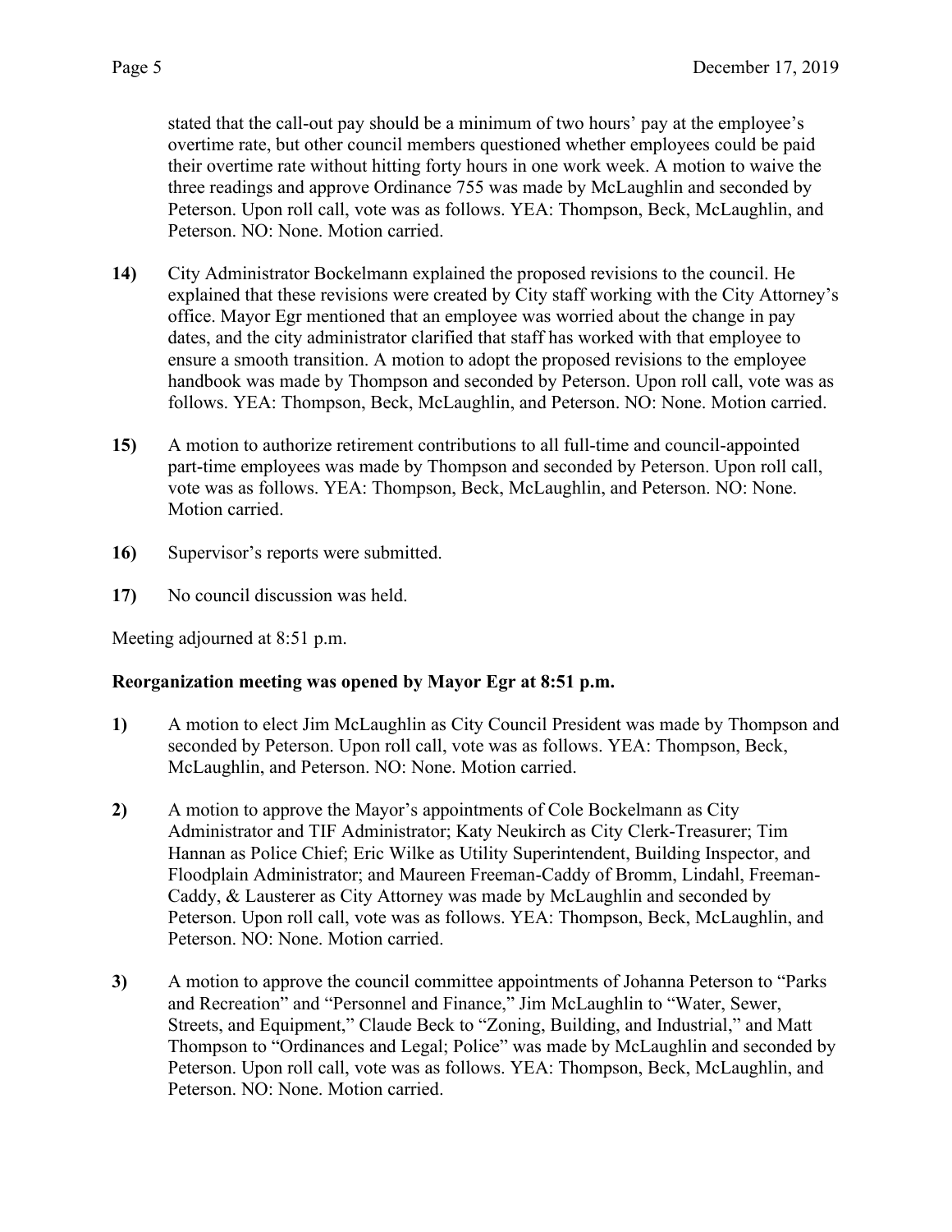stated that the call-out pay should be a minimum of two hours' pay at the employee's overtime rate, but other council members questioned whether employees could be paid their overtime rate without hitting forty hours in one work week. A motion to waive the three readings and approve Ordinance 755 was made by McLaughlin and seconded by Peterson. Upon roll call, vote was as follows. YEA: Thompson, Beck, McLaughlin, and Peterson. NO: None. Motion carried.

**14)** City Administrator Bockelmann explained the proposed revisions to the council. He explained that these revisions were created by City staff working with the City Attorney's office. Mayor Egr mentioned that an employee was worried about the change in pay dates, and the city administrator clarified that staff has worked with that employee to ensure a smooth transition. A motion to adopt the proposed revisions to the employee handbook was made by Thompson and seconded by Peterson. Upon roll call, vote was as follows. YEA: Thompson, Beck, McLaughlin, and Peterson. NO: None. Motion carried.

**15)** A motion to authorize retirement contributions to all full-time and council-appointed part-time employees was made by Thompson and seconded by Peterson. Upon roll call, vote was as follows. YEA: Thompson, Beck, McLaughlin, and Peterson. NO: None. Motion carried.

**16)** Supervisor's reports were submitted.

**17)** No council discussion was held.

Meeting adjourned at 8:51 p.m.

**Reorganization meeting was opened by Mayor Egr at 8:51 p.m.**

**1)** A motion to elect Jim McLaughlin as City Council President was made by Thompson and seconded by Peterson. Upon roll call, vote was as follows. YEA: Thompson, Beck, McLaughlin, and Peterson. NO: None. Motion carried.

**2)** A motion to approve the Mayor's appointments of Cole Bockelmann as City Administrator and TIF Administrator; Katy Neukirch as City Clerk-Treasurer; Tim Hannan as Police Chief; Eric Wilke as Utility Superintendent, Building Inspector, and Floodplain Administrator; and Maureen Freeman-Caddy of Bromm, Lindahl, Freeman-Caddy, & Lausterer as City Attorney was made by McLaughlin and seconded by Peterson. Upon roll call, vote was as follows. YEA: Thompson, Beck, McLaughlin, and Peterson. NO: None. Motion carried.

**3)** A motion to approve the council committee appointments of Johanna Peterson to "Parks and Recreation" and "Personnel and Finance," Jim McLaughlin to "Water, Sewer, Streets, and Equipment," Claude Beck to "Zoning, Building, and Industrial," and Matt Thompson to "Ordinances and Legal; Police" was made by McLaughlin and seconded by Peterson. Upon roll call, vote was as follows. YEA: Thompson, Beck, McLaughlin, and Peterson. NO: None. Motion carried.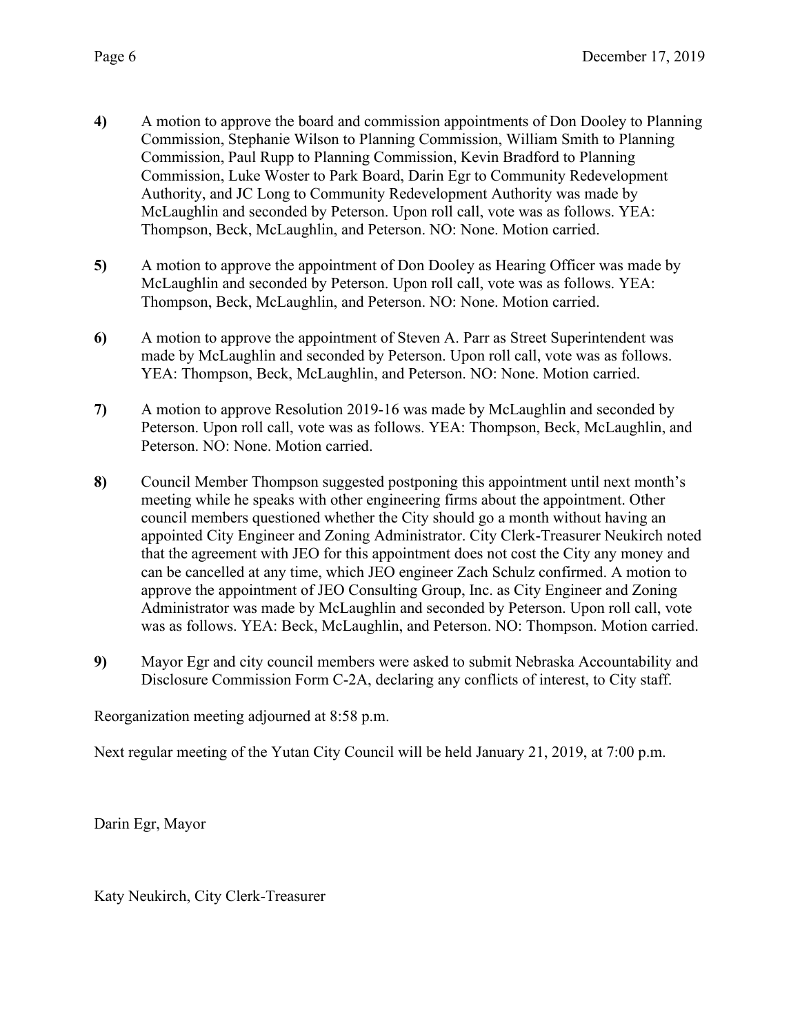**4)** A motion to approve the board and commission appointments of Don Dooley to Planning Commission, Stephanie Wilson to Planning Commission, William Smith to Planning Commission, Paul Rupp to Planning Commission, Kevin Bradford to Planning Commission, Luke Woster to Park Board, Darin Egr to Community Redevelopment Authority, and JC Long to Community Redevelopment Authority was made by McLaughlin and seconded by Peterson. Upon roll call, vote was as follows. YEA: Thompson, Beck, McLaughlin, and Peterson. NO: None. Motion carried.

**5)** A motion to approve the appointment of Don Dooley as Hearing Officer was made by McLaughlin and seconded by Peterson. Upon roll call, vote was as follows. YEA: Thompson, Beck, McLaughlin, and Peterson. NO: None. Motion carried.

**6)** A motion to approve the appointment of Steven A. Parr as Street Superintendent was made by McLaughlin and seconded by Peterson. Upon roll call, vote was as follows. YEA: Thompson, Beck, McLaughlin, and Peterson. NO: None. Motion carried.

**7)** A motion to approve Resolution 2019-16 was made by McLaughlin and seconded by Peterson. Upon roll call, vote was as follows. YEA: Thompson, Beck, McLaughlin, and Peterson. NO: None. Motion carried.

**8)** Council Member Thompson suggested postponing this appointment until next month's meeting while he speaks with other engineering firms about the appointment. Other council members questioned whether the City should go a month without having an appointed City Engineer and Zoning Administrator. City Clerk-Treasurer Neukirch noted that the agreement with JEO for this appointment does not cost the City any money and can be cancelled at any time, which JEO engineer Zach Schulz confirmed. A motion to approve the appointment of JEO Consulting Group, Inc. as City Engineer and Zoning Administrator was made by McLaughlin and seconded by Peterson. Upon roll call, vote was as follows. YEA: Beck, McLaughlin, and Peterson. NO: Thompson. Motion carried.

**9)** Mayor Egr and city council members were asked to submit Nebraska Accountability and Disclosure Commission Form C-2A, declaring any conflicts of interest, to City staff.

Reorganization meeting adjourned at 8:58 p.m.

Next regular meeting of the Yutan City Council will be held January 21, 2019, at 7:00 p.m.

Darin Egr, Mayor

Katy Neukirch, City Clerk-Treasurer